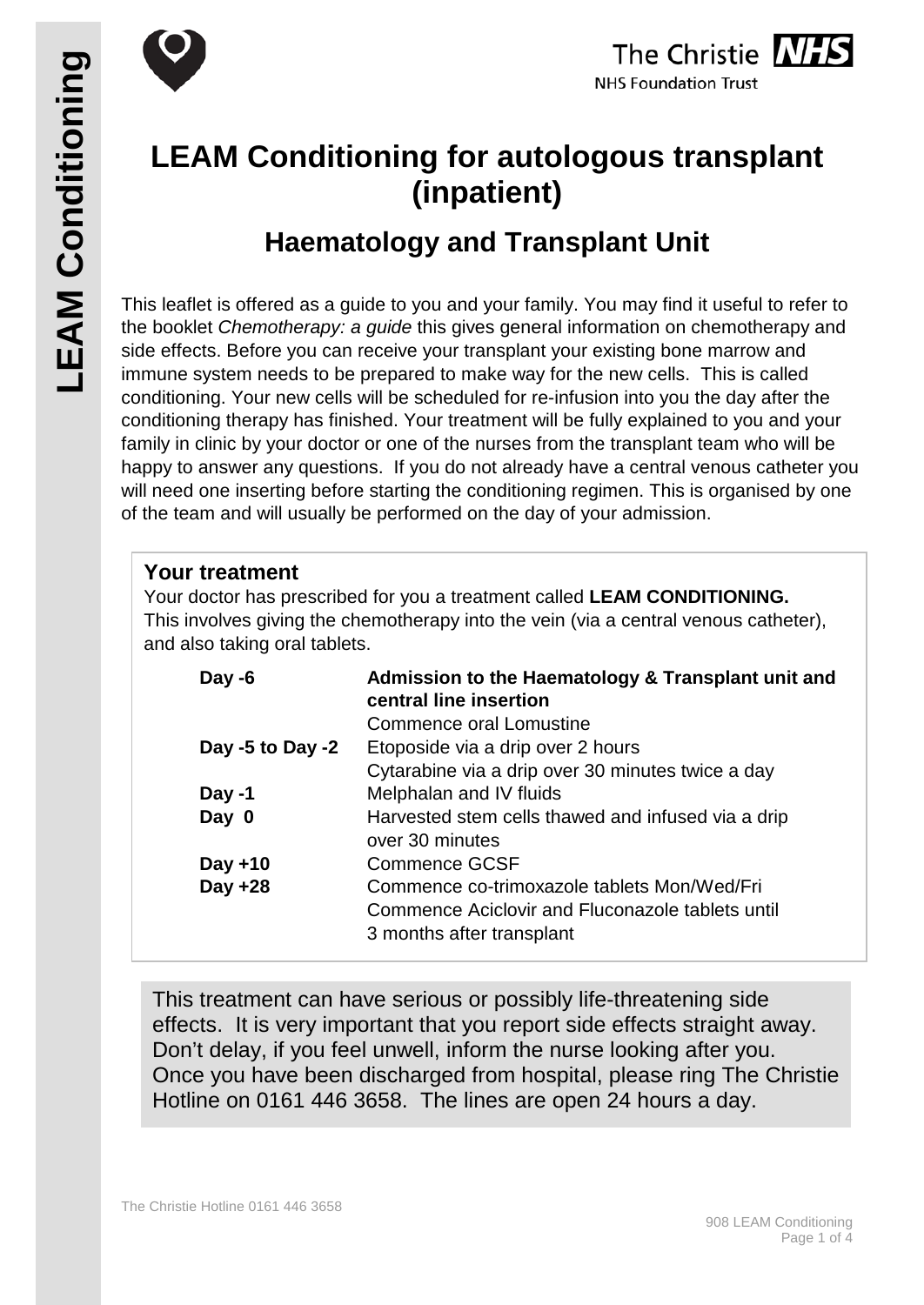# LEAM Conditioning for autologous transplant (inpatient)

## Haematology and Transplant Unit

This leaflet is offered as a guide to you and your family. You may find it useful to refer to the booklet *Chemotherapy: a guide* this gives general information on chemotherapy and side effects. Before you can receive your transplant your existing bone marrow and immune system needs to be prepared to make way for the new cells. This is called conditioning. Your new cells will be scheduled for re-infusion into you the day after the conditioning therapy has finished. Your treatment will be fully explained to you and your family in clinic by your doctor or one of the nurses from the transplant team who will be happy to answer any questions. If you do not already have a central venous catheter you will need one inserting before starting the conditioning regimen. This is organised by one of the team and will usually be performed on the day of your admission.

### Your treatment

Your doctor has prescribed for you a treatment called **LEAM CONDITIONING.** This involves giving the chemotherapy into the vein (via a central venous catheter), and also taking oral tablets.

| | |
|---|---|
| **Day -6** | **Admission to the Haematology & Transplant unit and central line insertion**<br>Commence oral Lomustine |
| **Day -5 to Day -2** | Etoposide via a drip over 2 hours<br>Cytarabine via a drip over 30 minutes twice a day |
| **Day -1** | Melphalan and IV fluids |
| **Day 0** | Harvested stem cells thawed and infused via a drip over 30 minutes |
| **Day +10** | Commence GCSF |
| **Day +28** | Commence co-trimoxazole tablets Mon/Wed/Fri<br>Commence Aciclovir and Fluconazole tablets until 3 months after transplant |

This treatment can have serious or possibly life-threatening side effects. It is very important that you report side effects straight away. Don't delay, if you feel unwell, inform the nurse looking after you. Once you have been discharged from hospital, please ring The Christie Hotline on 0161 446 3658. The lines are open 24 hours a day.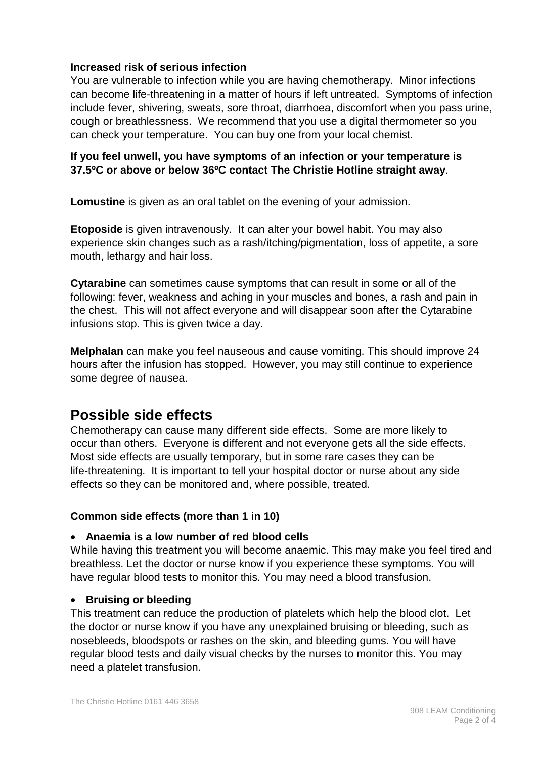**Increased risk of serious infection**

You are vulnerable to infection while you are having chemotherapy. Minor infections can become life-threatening in a matter of hours if left untreated. Symptoms of infection include fever, shivering, sweats, sore throat, diarrhoea, discomfort when you pass urine, cough or breathlessness. We recommend that you use a digital thermometer so you can check your temperature. You can buy one from your local chemist.

**If you feel unwell, you have symptoms of an infection or your temperature is 37.5ºC or above or below 36ºC contact The Christie Hotline straight away**.

**Lomustine** is given as an oral tablet on the evening of your admission.

**Etoposide** is given intravenously. It can alter your bowel habit. You may also experience skin changes such as a rash/itching/pigmentation, loss of appetite, a sore mouth, lethargy and hair loss.

**Cytarabine** can sometimes cause symptoms that can result in some or all of the following: fever, weakness and aching in your muscles and bones, a rash and pain in the chest. This will not affect everyone and will disappear soon after the Cytarabine infusions stop. This is given twice a day.

**Melphalan** can make you feel nauseous and cause vomiting. This should improve 24 hours after the infusion has stopped. However, you may still continue to experience some degree of nausea.

## Possible side effects

Chemotherapy can cause many different side effects. Some are more likely to occur than others. Everyone is different and not everyone gets all the side effects. Most side effects are usually temporary, but in some rare cases they can be life-threatening. It is important to tell your hospital doctor or nurse about any side effects so they can be monitored and, where possible, treated.

### Common side effects (more than 1 in 10)

- **Anaemia is a low number of red blood cells**

While having this treatment you will become anaemic. This may make you feel tired and breathless. Let the doctor or nurse know if you experience these symptoms. You will have regular blood tests to monitor this. You may need a blood transfusion.

- **Bruising or bleeding**

This treatment can reduce the production of platelets which help the blood clot. Let the doctor or nurse know if you have any unexplained bruising or bleeding, such as nosebleeds, bloodspots or rashes on the skin, and bleeding gums. You will have regular blood tests and daily visual checks by the nurses to monitor this. You may need a platelet transfusion.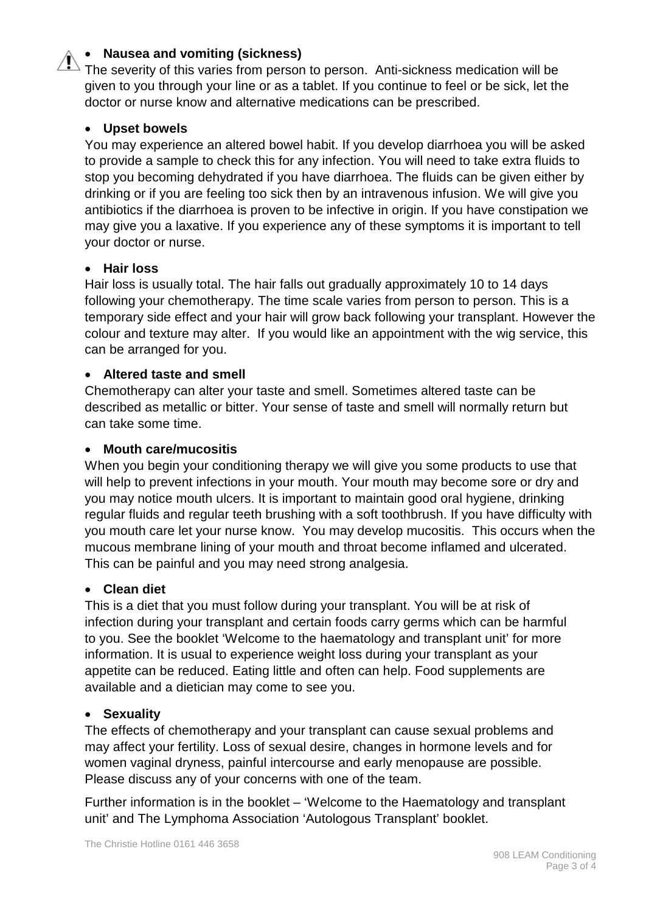- **Nausea and vomiting (sickness)**

The severity of this varies from person to person. Anti-sickness medication will be given to you through your line or as a tablet. If you continue to feel or be sick, let the doctor or nurse know and alternative medications can be prescribed.

- **Upset bowels**

You may experience an altered bowel habit. If you develop diarrhoea you will be asked to provide a sample to check this for any infection. You will need to take extra fluids to stop you becoming dehydrated if you have diarrhoea. The fluids can be given either by drinking or if you are feeling too sick then by an intravenous infusion. We will give you antibiotics if the diarrhoea is proven to be infective in origin. If you have constipation we may give you a laxative. If you experience any of these symptoms it is important to tell your doctor or nurse.

- **Hair loss**

Hair loss is usually total. The hair falls out gradually approximately 10 to 14 days following your chemotherapy. The time scale varies from person to person. This is a temporary side effect and your hair will grow back following your transplant. However the colour and texture may alter. If you would like an appointment with the wig service, this can be arranged for you.

- **Altered taste and smell**

Chemotherapy can alter your taste and smell. Sometimes altered taste can be described as metallic or bitter. Your sense of taste and smell will normally return but can take some time.

- **Mouth care/mucositis**

When you begin your conditioning therapy we will give you some products to use that will help to prevent infections in your mouth. Your mouth may become sore or dry and you may notice mouth ulcers. It is important to maintain good oral hygiene, drinking regular fluids and regular teeth brushing with a soft toothbrush. If you have difficulty with you mouth care let your nurse know. You may develop mucositis. This occurs when the mucous membrane lining of your mouth and throat become inflamed and ulcerated. This can be painful and you may need strong analgesia.

- **Clean diet**

This is a diet that you must follow during your transplant. You will be at risk of infection during your transplant and certain foods carry germs which can be harmful to you. See the booklet 'Welcome to the haematology and transplant unit' for more information. It is usual to experience weight loss during your transplant as your appetite can be reduced. Eating little and often can help. Food supplements are available and a dietician may come to see you.

- **Sexuality**

The effects of chemotherapy and your transplant can cause sexual problems and may affect your fertility. Loss of sexual desire, changes in hormone levels and for women vaginal dryness, painful intercourse and early menopause are possible. Please discuss any of your concerns with one of the team.

Further information is in the booklet – 'Welcome to the Haematology and transplant unit' and The Lymphoma Association 'Autologous Transplant' booklet.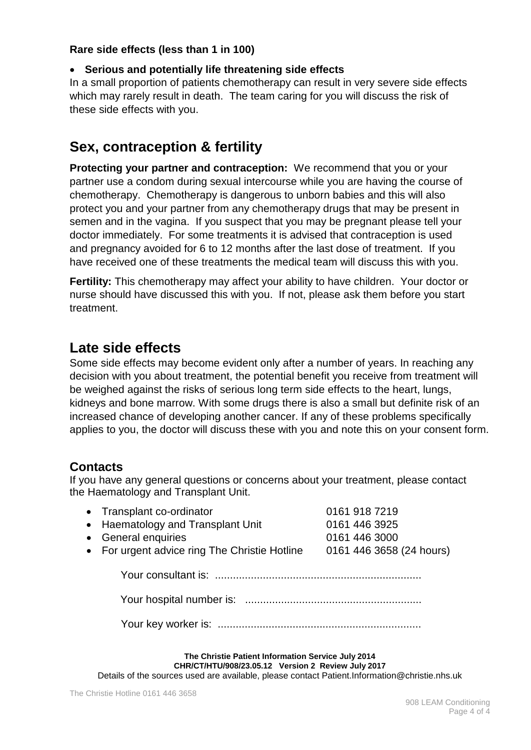**Rare side effects (less than 1 in 100)**

- **Serious and potentially life threatening side effects**

In a small proportion of patients chemotherapy can result in very severe side effects which may rarely result in death. The team caring for you will discuss the risk of these side effects with you.

## Sex, contraception & fertility

**Protecting your partner and contraception:** We recommend that you or your partner use a condom during sexual intercourse while you are having the course of chemotherapy. Chemotherapy is dangerous to unborn babies and this will also protect you and your partner from any chemotherapy drugs that may be present in semen and in the vagina. If you suspect that you may be pregnant please tell your doctor immediately. For some treatments it is advised that contraception is used and pregnancy avoided for 6 to 12 months after the last dose of treatment. If you have received one of these treatments the medical team will discuss this with you.

**Fertility:** This chemotherapy may affect your ability to have children. Your doctor or nurse should have discussed this with you. If not, please ask them before you start treatment.

## Late side effects

Some side effects may become evident only after a number of years. In reaching any decision with you about treatment, the potential benefit you receive from treatment will be weighed against the risks of serious long term side effects to the heart, lungs, kidneys and bone marrow. With some drugs there is also a small but definite risk of an increased chance of developing another cancer. If any of these problems specifically applies to you, the doctor will discuss these with you and note this on your consent form.

### Contacts

If you have any general questions or concerns about your treatment, please contact the Haematology and Transplant Unit.

- Transplant co-ordinator 0161 918 7219
- Haematology and Transplant Unit 0161 446 3925
- General enquiries 0161 446 3000
- For urgent advice ring The Christie Hotline 0161 446 3658 (24 hours)

Your consultant is: ....................................................................

Your hospital number is: ..........................................................

Your key worker is: ...................................................................

**The Christie Patient Information Service July 2014**
**CHR/CT/HTU/908/23.05.12 Version 2 Review July 2017**
Details of the sources used are available, please contact Patient.Information@christie.nhs.uk